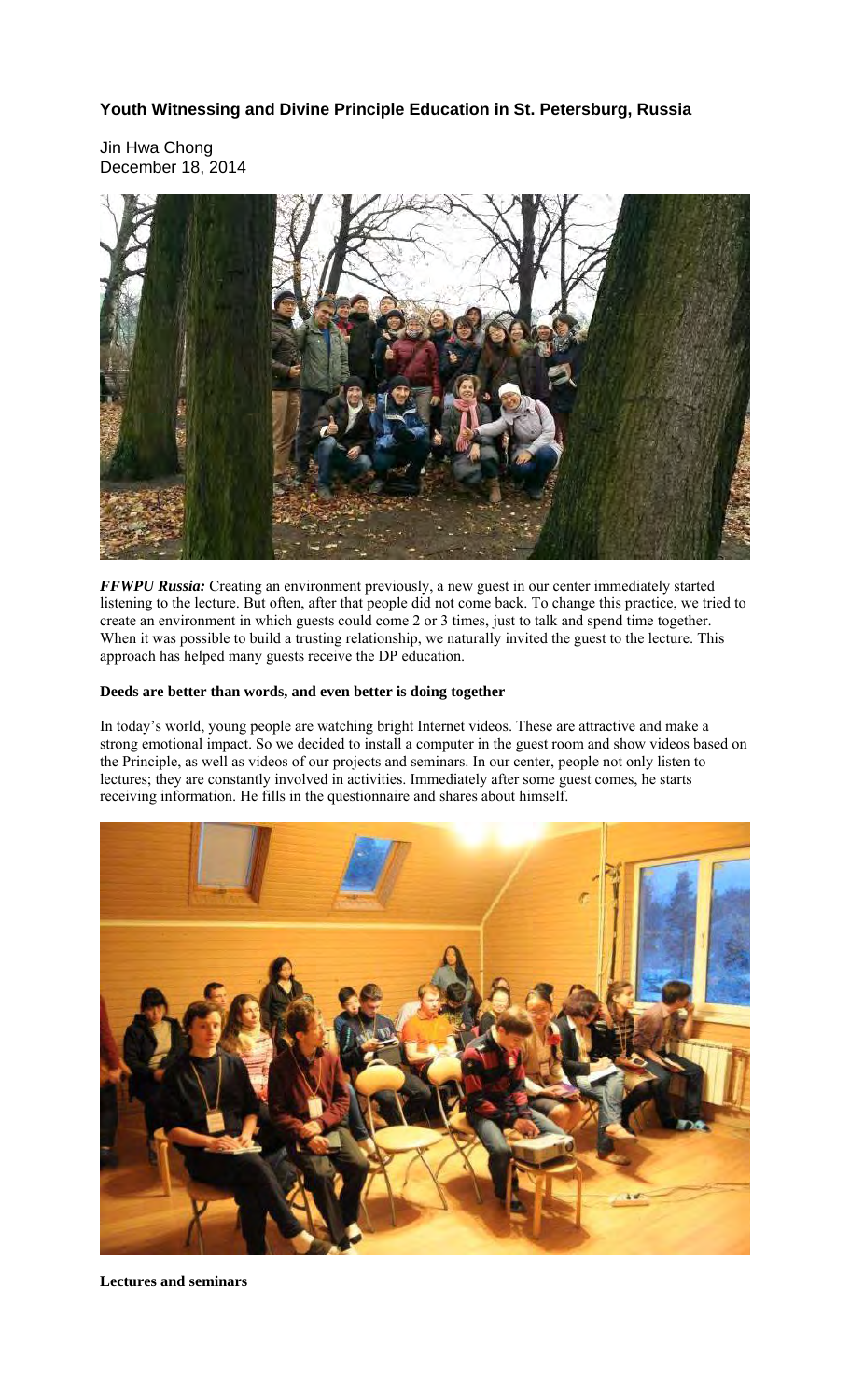**Youth Witnessing and Divine Principle Education in St. Petersburg, Russia**

Jin Hwa Chong
December 18, 2014

***FFWPU Russia:*** Creating an environment previously, a new guest in our center immediately started listening to the lecture. But often, after that people did not come back. To change this practice, we tried to create an environment in which guests could come 2 or 3 times, just to talk and spend time together. When it was possible to build a trusting relationship, we naturally invited the guest to the lecture. This approach has helped many guests receive the DP education.

**Deeds are better than words, and even better is doing together**

In today's world, young people are watching bright Internet videos. These are attractive and make a strong emotional impact. So we decided to install a computer in the guest room and show videos based on the Principle, as well as videos of our projects and seminars. In our center, people not only listen to lectures; they are constantly involved in activities. Immediately after some guest comes, he starts receiving information. He fills in the questionnaire and shares about himself.

**Lectures and seminars**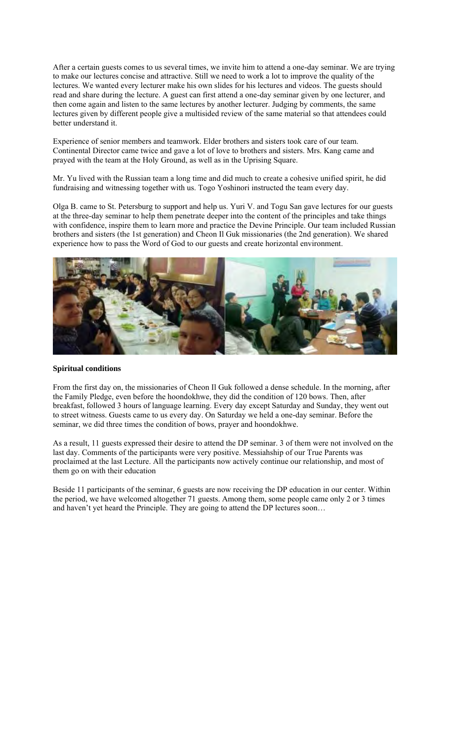After a certain guests comes to us several times, we invite him to attend a one-day seminar. We are trying to make our lectures concise and attractive. Still we need to work a lot to improve the quality of the lectures. We wanted every lecturer make his own slides for his lectures and videos. The guests should read and share during the lecture. A guest can first attend a one-day seminar given by one lecturer, and then come again and listen to the same lectures by another lecturer. Judging by comments, the same lectures given by different people give a multisided review of the same material so that attendees could better understand it.

Experience of senior members and teamwork. Elder brothers and sisters took care of our team. Continental Director came twice and gave a lot of love to brothers and sisters. Mrs. Kang came and prayed with the team at the Holy Ground, as well as in the Uprising Square.

Mr. Yu lived with the Russian team a long time and did much to create a cohesive unified spirit, he did fundraising and witnessing together with us. Togo Yoshinori instructed the team every day.

Olga B. came to St. Petersburg to support and help us. Yuri V. and Togu San gave lectures for our guests at the three-day seminar to help them penetrate deeper into the content of the principles and take things with confidence, inspire them to learn more and practice the Devine Principle. Our team included Russian brothers and sisters (the 1st generation) and Cheon Il Guk missionaries (the 2nd generation). We shared experience how to pass the Word of God to our guests and create horizontal environment.

**Spiritual conditions**

From the first day on, the missionaries of Cheon Il Guk followed a dense schedule. In the morning, after the Family Pledge, even before the hoondokhwe, they did the condition of 120 bows. Then, after breakfast, followed 3 hours of language learning. Every day except Saturday and Sunday, they went out to street witness. Guests came to us every day. On Saturday we held a one-day seminar. Before the seminar, we did three times the condition of bows, prayer and hoondokhwe.

As a result, 11 guests expressed their desire to attend the DP seminar. 3 of them were not involved on the last day. Comments of the participants were very positive. Messiahship of our True Parents was proclaimed at the last Lecture. All the participants now actively continue our relationship, and most of them go on with their education

Beside 11 participants of the seminar, 6 guests are now receiving the DP education in our center. Within the period, we have welcomed altogether 71 guests. Among them, some people came only 2 or 3 times and haven't yet heard the Principle. They are going to attend the DP lectures soon…